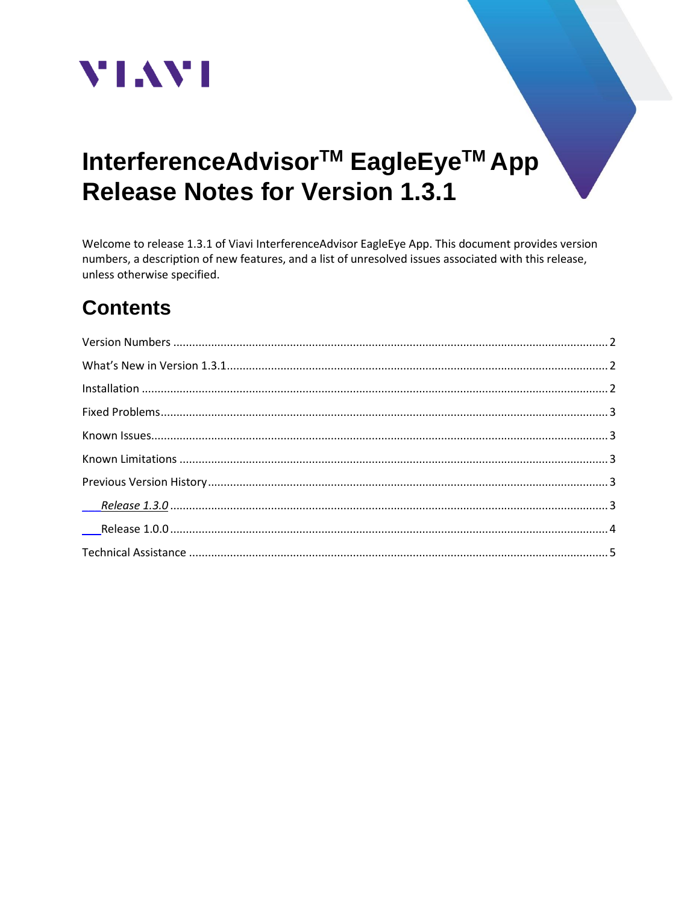VIAVI

# InterferenceAdvisor™ EagleEye™ App Release Notes for Version 1.3.1

Welcome to release 1.3.1 of Viavi InterferenceAdvisor EagleEye App. This document provides version numbers, a description of new features, and a list of unresolved issues associated with this release, unless otherwise specified.

## Contents

Version Numbers ........ 2

What's New in Version 1.3.1 ........ 2

Installation ........ 2

Fixed Problems ........ 3

Known Issues ........ 3

Known Limitations ........ 3

Previous Version History ........ 3

- *Release 1.3.0* ........ 3
- Release 1.0.0 ........ 4

Technical Assistance ........ 5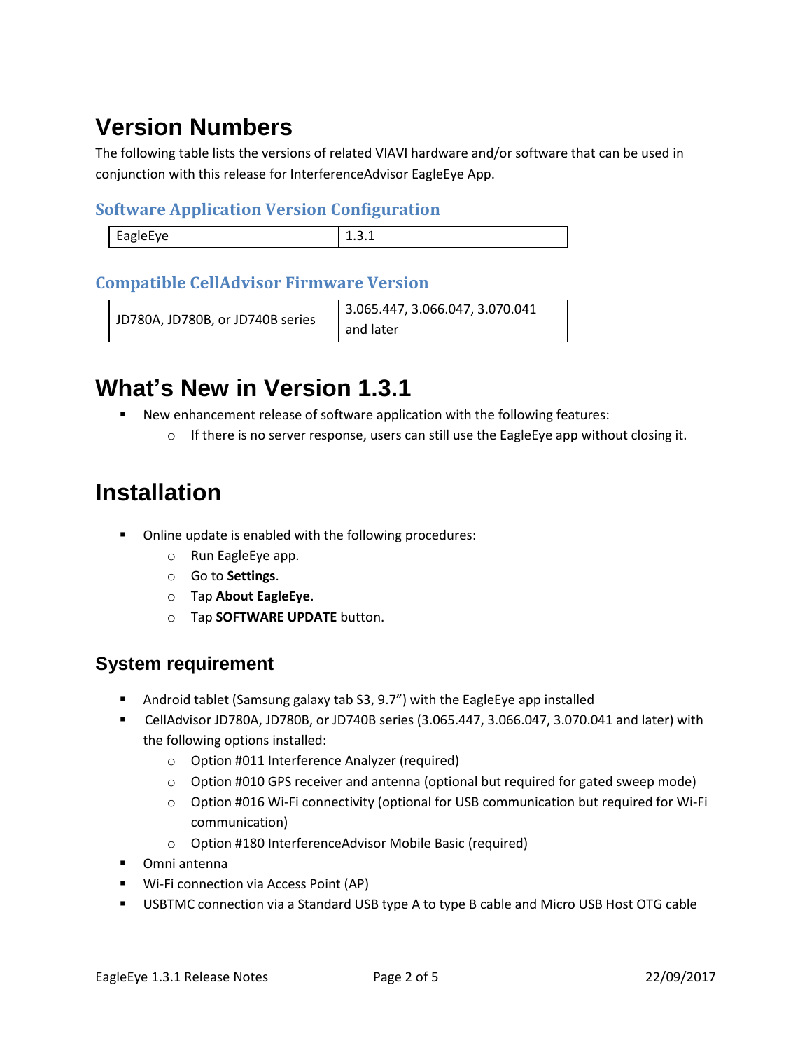# Version Numbers

The following table lists the versions of related VIAVI hardware and/or software that can be used in conjunction with this release for InterferenceAdvisor EagleEye App.

## Software Application Version Configuration

| EagleEye | 1.3.1 |
|---|---|

## Compatible CellAdvisor Firmware Version

| JD780A, JD780B, or JD740B series | 3.065.447, 3.066.047, 3.070.041 and later |
|---|---|

# What's New in Version 1.3.1

- New enhancement release of software application with the following features:
  - If there is no server response, users can still use the EagleEye app without closing it.

# Installation

- Online update is enabled with the following procedures:
  - Run EagleEye app.
  - Go to **Settings**.
  - Tap **About EagleEye**.
  - Tap **SOFTWARE UPDATE** button.

## System requirement

- Android tablet (Samsung galaxy tab S3, 9.7") with the EagleEye app installed
- CellAdvisor JD780A, JD780B, or JD740B series (3.065.447, 3.066.047, 3.070.041 and later) with the following options installed:
  - Option #011 Interference Analyzer (required)
  - Option #010 GPS receiver and antenna (optional but required for gated sweep mode)
  - Option #016 Wi-Fi connectivity (optional for USB communication but required for Wi-Fi communication)
  - Option #180 InterferenceAdvisor Mobile Basic (required)
- Omni antenna
- Wi-Fi connection via Access Point (AP)
- USBTMC connection via a Standard USB type A to type B cable and Micro USB Host OTG cable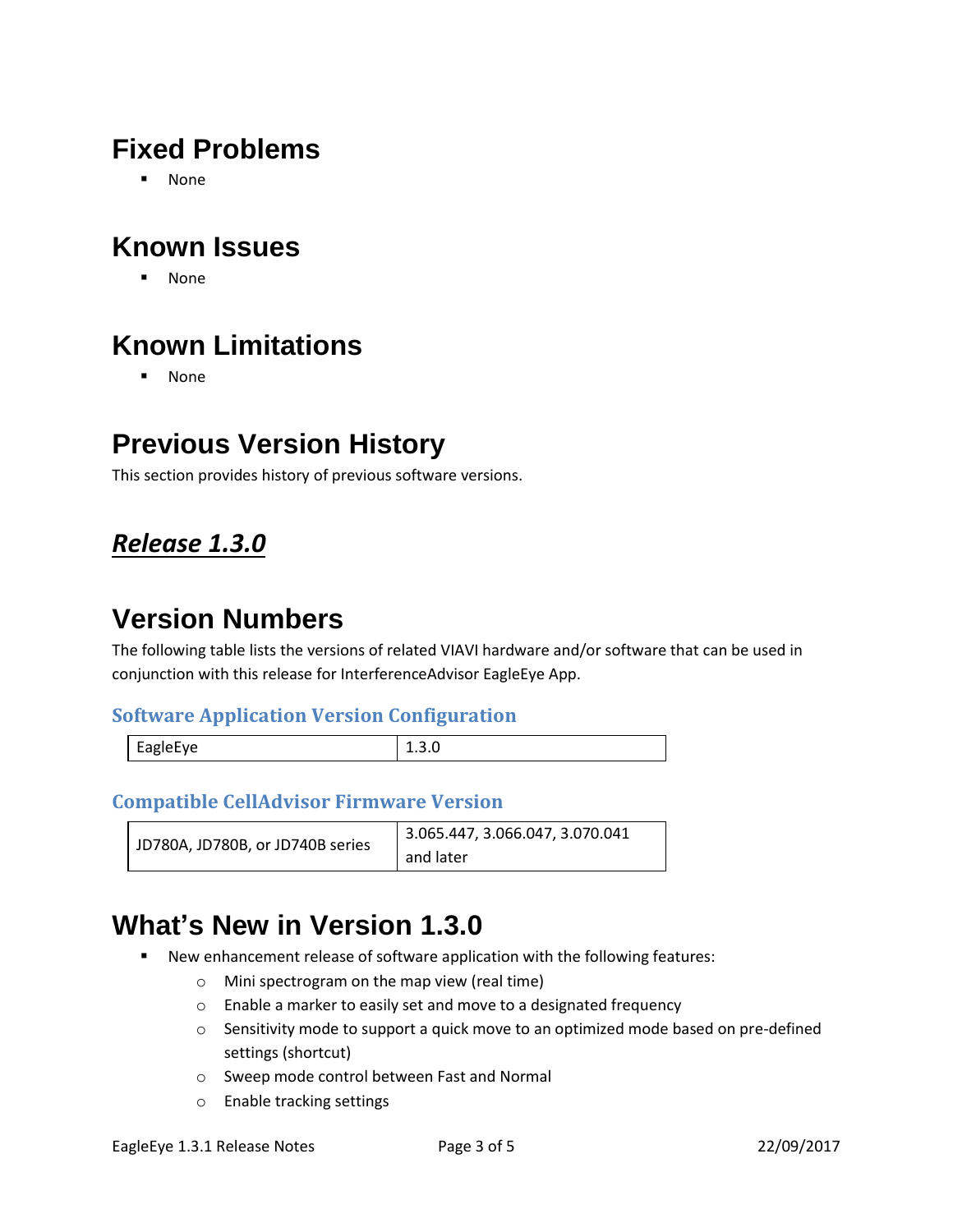# Fixed Problems

- None

# Known Issues

- None

# Known Limitations

- None

# Previous Version History

This section provides history of previous software versions.

## ***Release 1.3.0***

# Version Numbers

The following table lists the versions of related VIAVI hardware and/or software that can be used in conjunction with this release for InterferenceAdvisor EagleEye App.

### Software Application Version Configuration

| EagleEye | 1.3.0 |
|---|---|

### Compatible CellAdvisor Firmware Version

| JD780A, JD780B, or JD740B series | 3.065.447, 3.066.047, 3.070.041 and later |
|---|---|

# What's New in Version 1.3.0

- New enhancement release of software application with the following features:
  - Mini spectrogram on the map view (real time)
  - Enable a marker to easily set and move to a designated frequency
  - Sensitivity mode to support a quick move to an optimized mode based on pre-defined settings (shortcut)
  - Sweep mode control between Fast and Normal
  - Enable tracking settings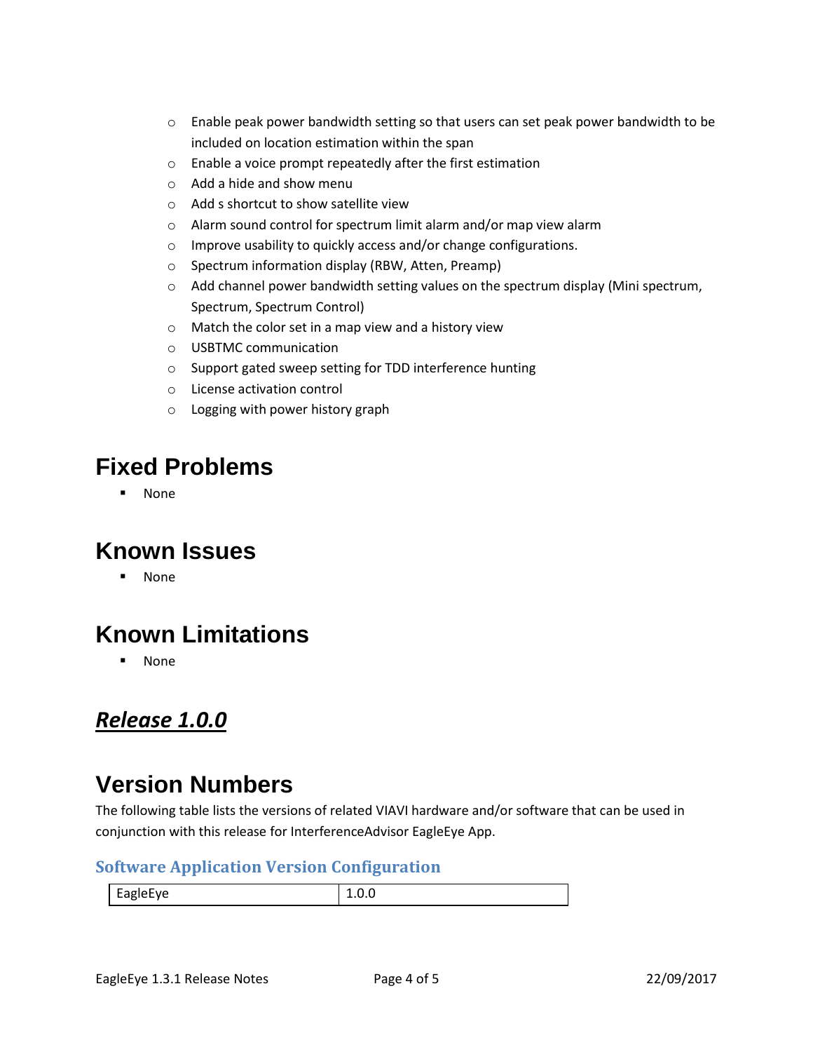- Enable peak power bandwidth setting so that users can set peak power bandwidth to be included on location estimation within the span
  - Enable a voice prompt repeatedly after the first estimation
  - Add a hide and show menu
  - Add s shortcut to show satellite view
  - Alarm sound control for spectrum limit alarm and/or map view alarm
  - Improve usability to quickly access and/or change configurations.
  - Spectrum information display (RBW, Atten, Preamp)
  - Add channel power bandwidth setting values on the spectrum display (Mini spectrum, Spectrum, Spectrum Control)
  - Match the color set in a map view and a history view
  - USBTMC communication
  - Support gated sweep setting for TDD interference hunting
  - License activation control
  - Logging with power history graph

# Fixed Problems

- None

# Known Issues

- None

# Known Limitations

- None

## ***Release 1.0.0***

# Version Numbers

The following table lists the versions of related VIAVI hardware and/or software that can be used in conjunction with this release for InterferenceAdvisor EagleEye App.

### Software Application Version Configuration

| EagleEye | 1.0.0 |
|---|---|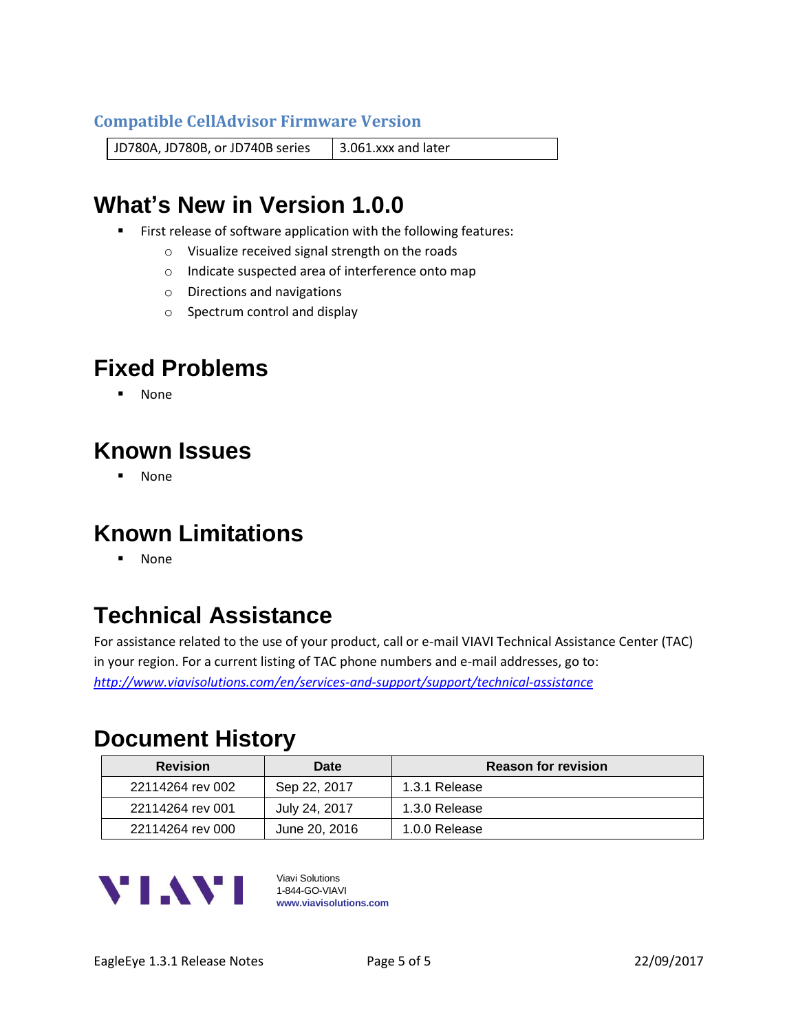### Compatible CellAdvisor Firmware Version

| | |
|---|---|
| JD780A, JD780B, or JD740B series | 3.061.xxx and later |

## What's New in Version 1.0.0

- First release of software application with the following features:
  - Visualize received signal strength on the roads
  - Indicate suspected area of interference onto map
  - Directions and navigations
  - Spectrum control and display

## Fixed Problems

- None

## Known Issues

- None

## Known Limitations

- None

## Technical Assistance

For assistance related to the use of your product, call or e-mail VIAVI Technical Assistance Center (TAC) in your region. For a current listing of TAC phone numbers and e-mail addresses, go to: *http://www.viavisolutions.com/en/services-and-support/support/technical-assistance*

## Document History

| Revision | Date | Reason for revision |
|---|---|---|
| 22114264 rev 002 | Sep 22, 2017 | 1.3.1 Release |
| 22114264 rev 001 | July 24, 2017 | 1.3.0 Release |
| 22114264 rev 000 | June 20, 2016 | 1.0.0 Release |

VIAVI

Viavi Solutions
1-844-GO-VIAVI
**www.viavisolutions.com**